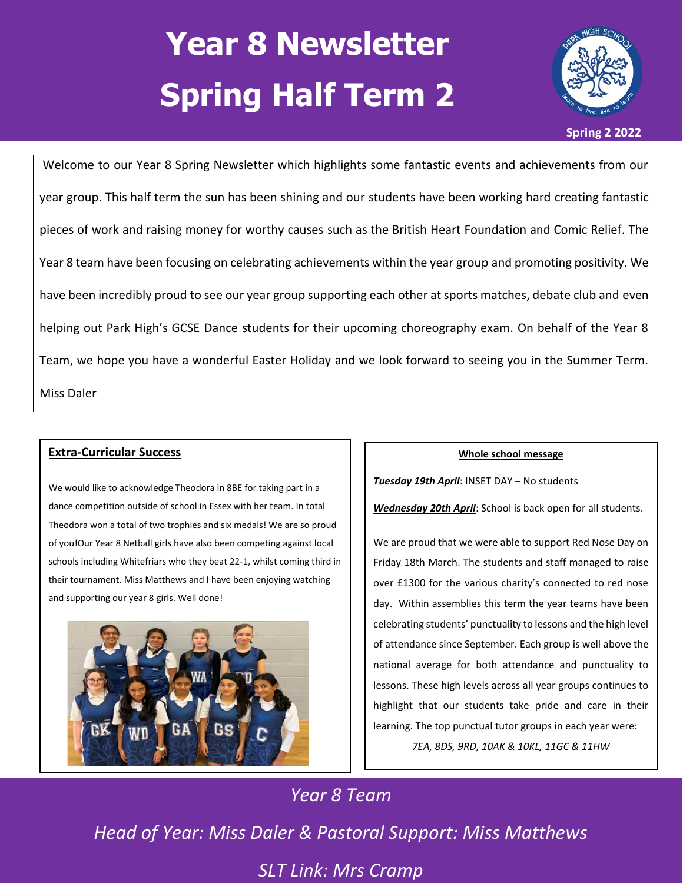# Year 8 Newsletter
# Spring Half Term 2

Spring 2 2022

Welcome to our Year 8 Spring Newsletter which highlights some fantastic events and achievements from our year group. This half term the sun has been shining and our students have been working hard creating fantastic pieces of work and raising money for worthy causes such as the British Heart Foundation and Comic Relief. The Year 8 team have been focusing on celebrating achievements within the year group and promoting positivity. We have been incredibly proud to see our year group supporting each other at sports matches, debate club and even helping out Park High's GCSE Dance students for their upcoming choreography exam. On behalf of the Year 8 Team, we hope you have a wonderful Easter Holiday and we look forward to seeing you in the Summer Term.

Miss Daler

## Extra-Curricular Success

We would like to acknowledge Theodora in 8BE for taking part in a dance competition outside of school in Essex with her team. In total Theodora won a total of two trophies and six medals! We are so proud of you!Our Year 8 Netball girls have also been competing against local schools including Whitefriars who they beat 22-1, whilst coming third in their tournament. Miss Matthews and I have been enjoying watching and supporting our year 8 girls. Well done!

## Whole school message

***Tuesday 19th April***: INSET DAY – No students

***Wednesday 20th April***: School is back open for all students.

We are proud that we were able to support Red Nose Day on Friday 18th March. The students and staff managed to raise over £1300 for the various charity's connected to red nose day. Within assemblies this term the year teams have been celebrating students' punctuality to lessons and the high level of attendance since September. Each group is well above the national average for both attendance and punctuality to lessons. These high levels across all year groups continues to highlight that our students take pride and care in their learning. The top punctual tutor groups in each year were:

*7EA, 8DS, 9RD, 10AK & 10KL, 11GC & 11HW*

*Year 8 Team*

*Head of Year: Miss Daler & Pastoral Support: Miss Matthews*

*SLT Link: Mrs Cramp*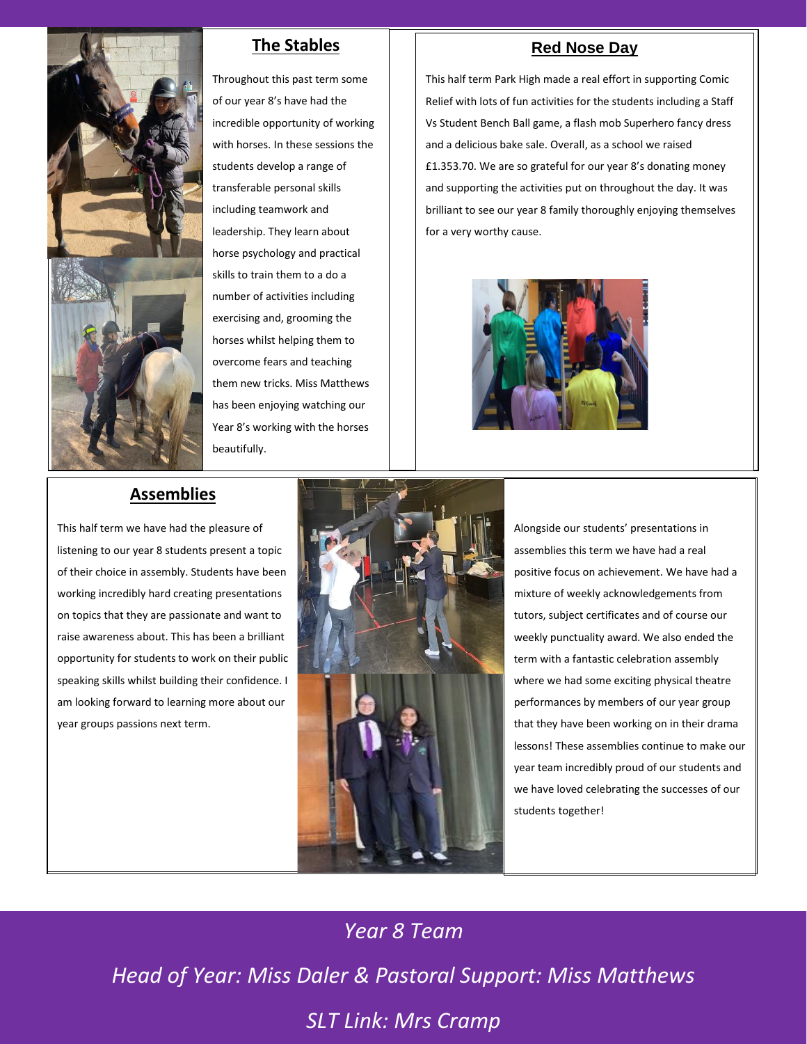## The Stables

Throughout this past term some of our year 8's have had the incredible opportunity of working with horses. In these sessions the students develop a range of transferable personal skills including teamwork and leadership. They learn about horse psychology and practical skills to train them to a do a number of activities including exercising and, grooming the horses whilst helping them to overcome fears and teaching them new tricks. Miss Matthews has been enjoying watching our Year 8's working with the horses beautifully.

## Red Nose Day

This half term Park High made a real effort in supporting Comic Relief with lots of fun activities for the students including a Staff Vs Student Bench Ball game, a flash mob Superhero fancy dress and a delicious bake sale. Overall, as a school we raised £1.353.70. We are so grateful for our year 8's donating money and supporting the activities put on throughout the day. It was brilliant to see our year 8 family thoroughly enjoying themselves for a very worthy cause.

## Assemblies

This half term we have had the pleasure of listening to our year 8 students present a topic of their choice in assembly. Students have been working incredibly hard creating presentations on topics that they are passionate and want to raise awareness about. This has been a brilliant opportunity for students to work on their public speaking skills whilst building their confidence. I am looking forward to learning more about our year groups passions next term.

Alongside our students' presentations in assemblies this term we have had a real positive focus on achievement. We have had a mixture of weekly acknowledgements from tutors, subject certificates and of course our weekly punctuality award. We also ended the term with a fantastic celebration assembly where we had some exciting physical theatre performances by members of our year group that they have been working on in their drama lessons! These assemblies continue to make our year team incredibly proud of our students and we have loved celebrating the successes of our students together!

*Year 8 Team*

*Head of Year: Miss Daler & Pastoral Support: Miss Matthews*

*SLT Link: Mrs Cramp*